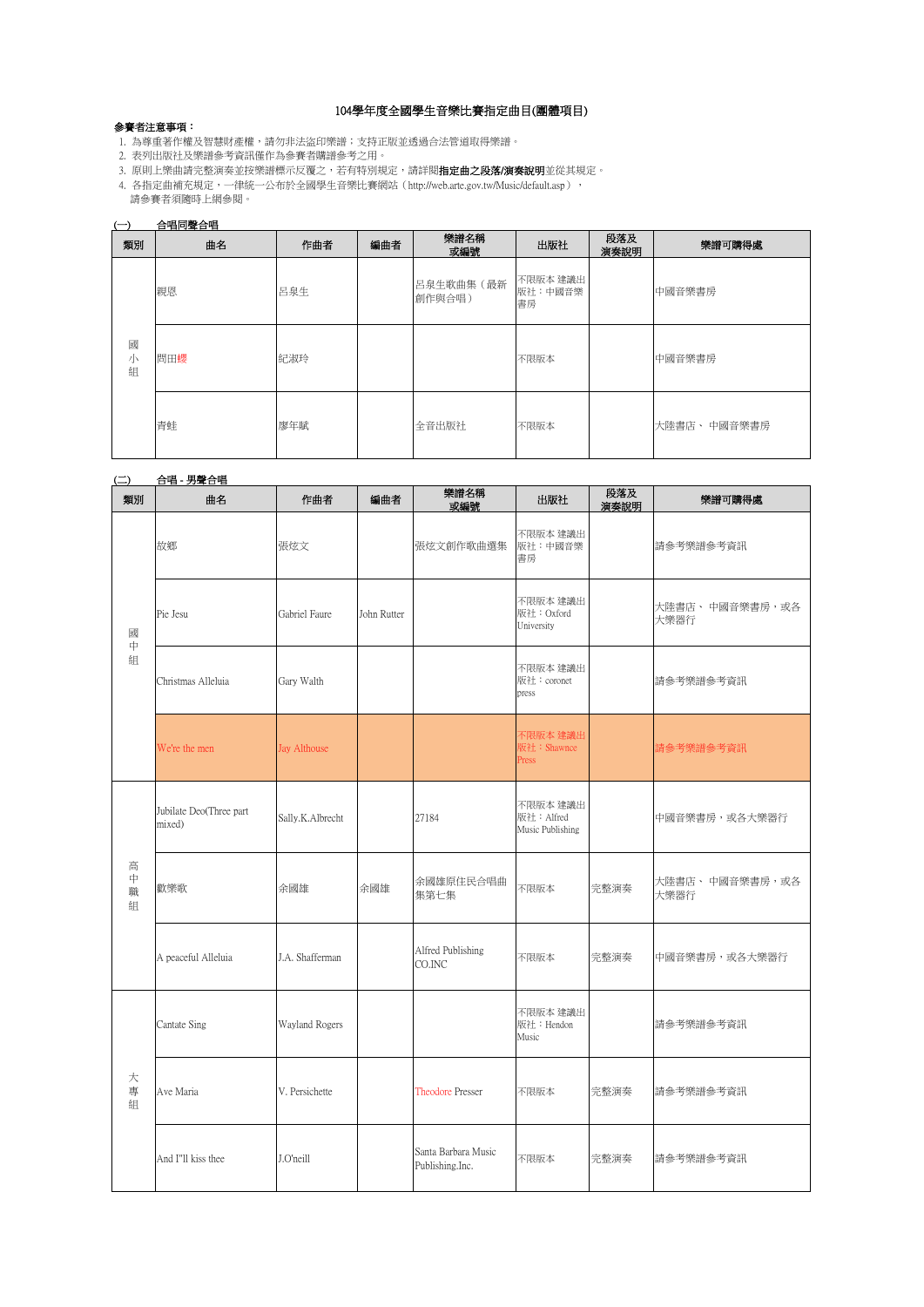# 104學年度全國學生音樂比賽指定曲目(團體項目)

**參賽者注意事項：**

1. 為尊重著作權及智慧財產權，請勿非法盜印樂譜；支持正版並透過合法管道取得樂譜。
2. 表列出版社及樂譜參考資訊僅作為參賽者購譜參考之用。
3. 原則上樂曲請完整演奏並按樂譜標示反覆之，若有特別規定，請詳閱**指定曲之段落/演奏說明**並從其規定。
4. 各指定曲補充規定，一律統一公布於全國學生音樂比賽網站（http://web.arte.gov.tw/Music/default.asp），
   請參賽者須隨時上網參閱。

(一) 合唱同聲合唱

| 類別 | 曲名 | 作曲者 | 編曲者 | 樂譜名稱或編號 | 出版社 | 段落及演奏說明 | 樂譜可購得處 |
|---|---|---|---|---|---|---|---|
| 國小組 | 親恩 | 呂泉生 | | 呂泉生歌曲集（最新創作與合唱） | 不限版本 建議出版社：中國音樂書房 | | 中國音樂書房 |
| | 問田螻 | 紀淑玲 | | | 不限版本 | | 中國音樂書房 |
| | 青蛙 | 廖年賦 | | 全音出版社 | 不限版本 | | 大陸書店、 中國音樂書房 |

(二) 合唱 - 男聲合唱

| 類別 | 曲名 | 作曲者 | 編曲者 | 樂譜名稱或編號 | 出版社 | 段落及演奏說明 | 樂譜可購得處 |
|---|---|---|---|---|---|---|---|
| 國中組 | 故鄉 | 張炫文 | | 張炫文創作歌曲選集 | 不限版本 建議出版社：中國音樂書房 | | 請參考樂譜參考資訊 |
| | Pie Jesu | Gabriel Faure | John Rutter | | 不限版本 建議出版社：Oxford University | | 大陸書店、 中國音樂書房，或各大樂器行 |
| | Christmas Alleluia | Gary Walth | | | 不限版本 建議出版社：coronet press | | 請參考樂譜參考資訊 |
| | We're the men | Jay Althouse | | | 不限版本 建議出版社：Shawnee Press | | 請參考樂譜參考資訊 |
| 高中職組 | Jubilate Deo(Three part mixed) | Sally.K.Albrecht | | 27184 | 不限版本 建議出版社：Alfred Music Publishing | | 中國音樂書房，或各大樂器行 |
| | 歡樂歌 | 余國雄 | 余國雄 | 余國雄原住民合唱曲集第七集 | 不限版本 | 完整演奏 | 大陸書店、 中國音樂書房，或各大樂器行 |
| | A peaceful Alleluia | J.A. Shafferman | | Alfred Publishing CO.INC | 不限版本 | 完整演奏 | 中國音樂書房，或各大樂器行 |
| 大專組 | Cantate Sing | Wayland Rogers | | | 不限版本 建議出版社：Hendon Music | | 請參考樂譜參考資訊 |
| | Ave Maria | V. Persichette | | Theodore Presser | 不限版本 | 完整演奏 | 請參考樂譜參考資訊 |
| | And I"ll kiss thee | J.O'neill | | Santa Barbara Music Publishing.Inc. | 不限版本 | 完整演奏 | 請參考樂譜參考資訊 |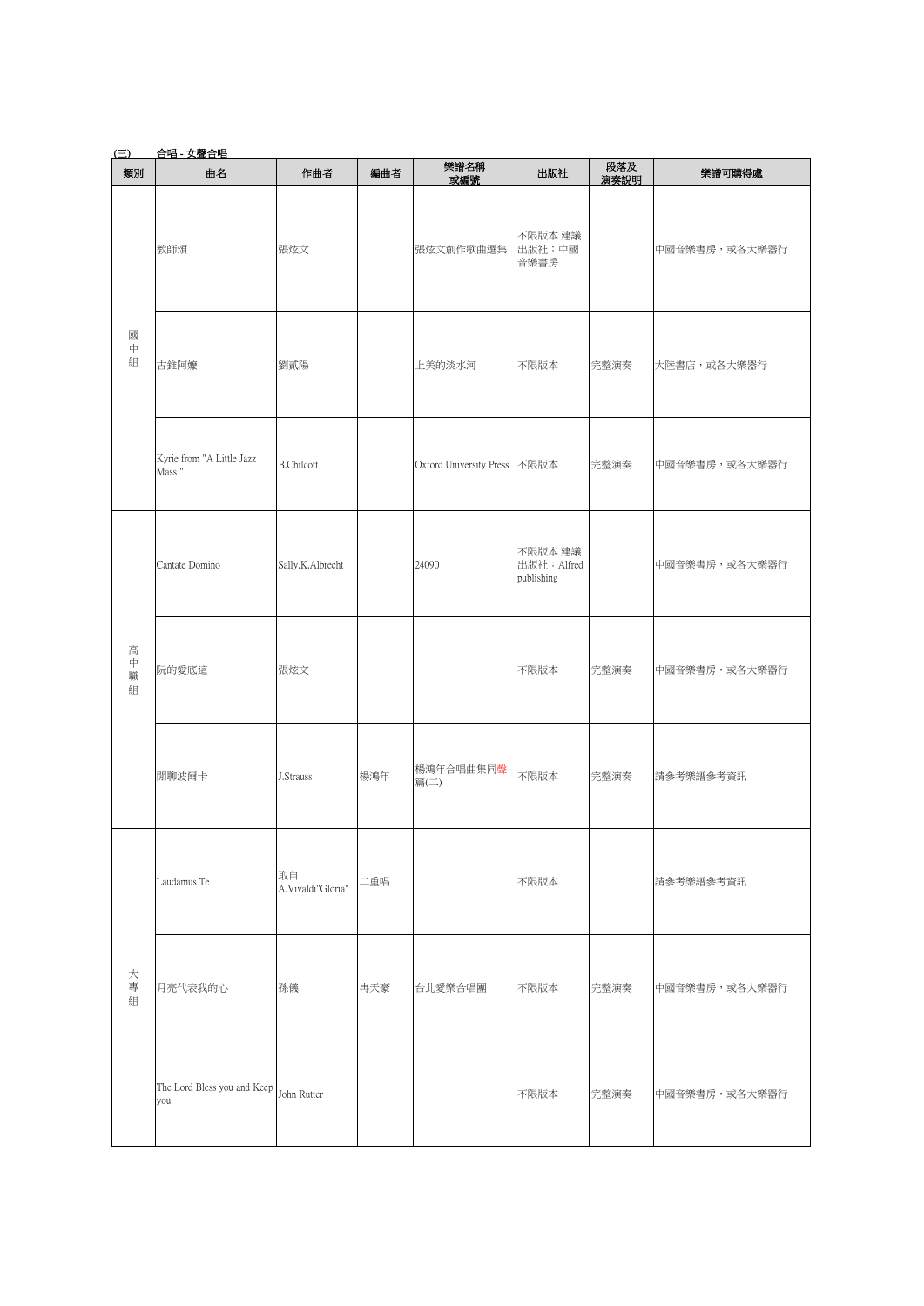(三)　　合唱 - 女聲合唱

| 類別 | 曲名 | 作曲者 | 編曲者 | 樂譜名稱或編號 | 出版社 | 段落及演奏說明 | 樂譜可購得處 |
|---|---|---|---|---|---|---|---|
| 國中組 | 教師頌 | 張炫文 | | 張炫文創作歌曲選集 | 不限版本 建議出版社：中國音樂書房 | | 中國音樂書房，或各大樂器行 |
| | 古錐阿嬤 | 劉貳陽 | | 上美的淡水河 | 不限版本 | 完整演奏 | 大陸書店，或各大樂器行 |
| | Kyrie from "A Little Jazz Mass " | B.Chilcott | | Oxford University Press | 不限版本 | 完整演奏 | 中國音樂書房，或各大樂器行 |
| 高中職組 | Cantate Domino | Sally.K.Albrecht | | 24090 | 不限版本 建議出版社：Alfred publishing | | 中國音樂書房，或各大樂器行 |
| | 阮的愛底這 | 張炫文 | | | 不限版本 | 完整演奏 | 中國音樂書房，或各大樂器行 |
| | 閒聊波爾卡 | J.Strauss | 楊鴻年 | 楊鴻年合唱曲集同聲篇(二) | 不限版本 | 完整演奏 | 請參考樂譜參考資訊 |
| 大專組 | Laudamus Te | 取自A.Vivaldi"Gloria" | 二重唱 | | 不限版本 | | 請參考樂譜參考資訊 |
| | 月亮代表我的心 | 孫儀 | 冉天豪 | 台北愛樂合唱團 | 不限版本 | 完整演奏 | 中國音樂書房，或各大樂器行 |
| | The Lord Bless you and Keep you | John Rutter | | | 不限版本 | 完整演奏 | 中國音樂書房，或各大樂器行 |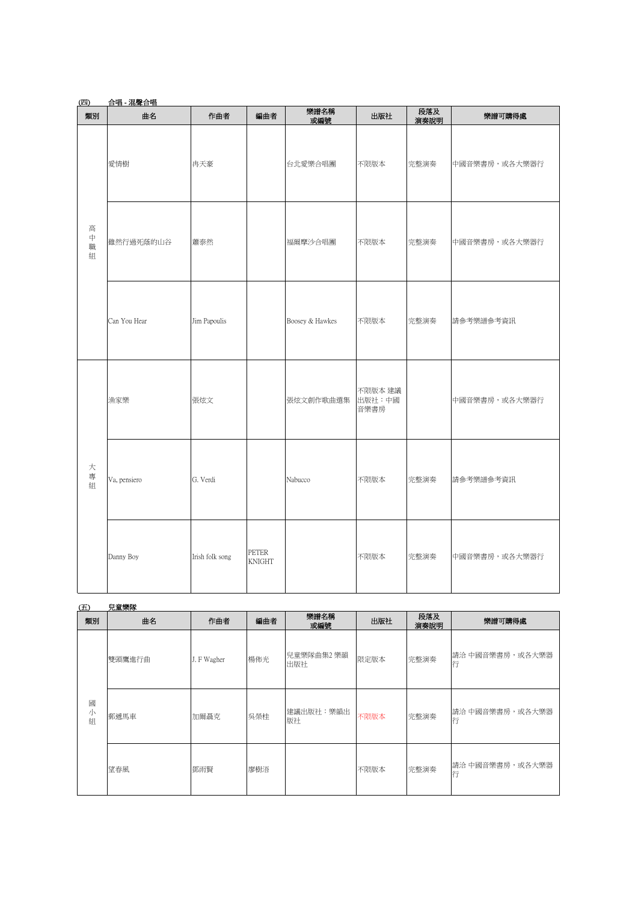(四) 合唱 - 混聲合唱

| 類別 | 曲名 | 作曲者 | 編曲者 | 樂譜名稱或編號 | 出版社 | 段落及演奏說明 | 樂譜可購得處 |
|---|---|---|---|---|---|---|---|
| 高中職組 | 愛情樹 | 冉天豪 | | 台北愛樂合唱團 | 不限版本 | 完整演奏 | 中國音樂書房，或各大樂器行 |
| | 雖然行過死蔭的山谷 | 蕭泰然 | | 福爾摩沙合唱團 | 不限版本 | 完整演奏 | 中國音樂書房，或各大樂器行 |
| | Can You Hear | Jim Papoulis | | Boosey & Hawkes | 不限版本 | 完整演奏 | 請參考樂譜參考資訊 |
| 大專組 | 漁家樂 | 張炫文 | | 張炫文創作歌曲選集 | 不限版本 建議出版社：中國音樂書房 | | 中國音樂書房，或各大樂器行 |
| | Va, pensiero | G. Verdi | | Nabucco | 不限版本 | 完整演奏 | 請參考樂譜參考資訊 |
| | Danny Boy | Irish folk song | PETER KNIGHT | | 不限版本 | 完整演奏 | 中國音樂書房，或各大樂器行 |

(五) 兒童樂隊

| 類別 | 曲名 | 作曲者 | 編曲者 | 樂譜名稱或編號 | 出版社 | 段落及演奏說明 | 樂譜可購得處 |
|---|---|---|---|---|---|---|---|
| 國小組 | 雙頭鷹進行曲 | J. F Wagher | 楊佈光 | 兒童樂隊曲集2 樂韻出版社 | 限定版本 | 完整演奏 | 請洽 中國音樂書房，或各大樂器行 |
| | 郵遞馬車 | 加爾聶克 | 吳榮桂 | 建議出版社：樂韻出版社 | 不限版本 | 完整演奏 | 請洽 中國音樂書房，或各大樂器行 |
| | 望春風 | 鄧雨賢 | 廖樹滔 | | 不限版本 | 完整演奏 | 請洽 中國音樂書房，或各大樂器行 |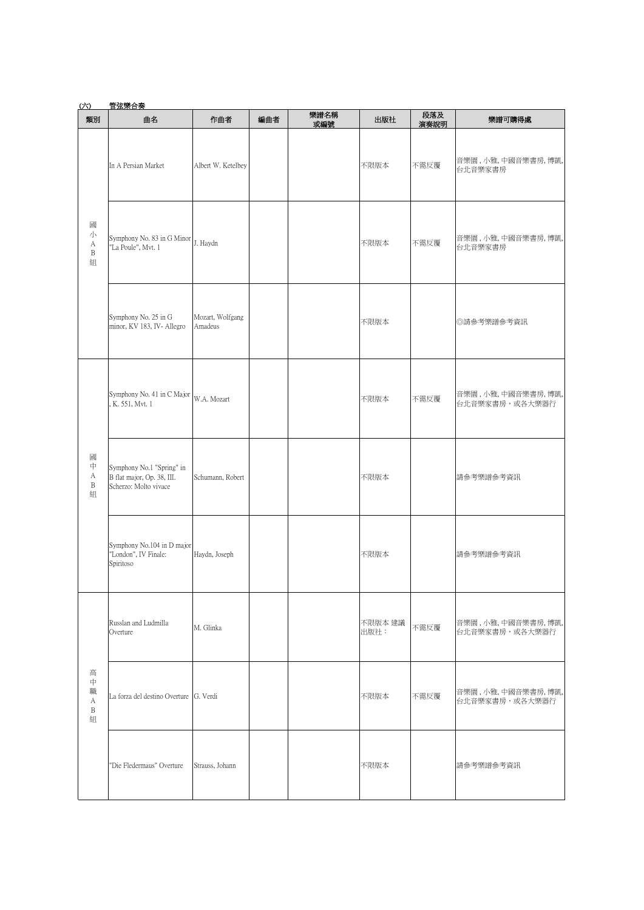(六) 管弦樂合奏

| 類別 | 曲名 | 作曲者 | 編曲者 | 樂譜名稱或編號 | 出版社 | 段落及演奏說明 | 樂譜可購得處 |
|---|---|---|---|---|---|---|---|
| 國小AB組 | In A Persian Market | Albert W. Ketelbey | | | 不限版本 | 不需反覆 | 音樂園 , 小雅, 中國音樂書房, 博凱, 台北音樂家書房 |
| | Symphony No. 83 in G Minor "La Poule", Mvt. 1 | J. Haydn | | | 不限版本 | 不需反覆 | 音樂園 , 小雅, 中國音樂書房, 博凱, 台北音樂家書房 |
| | Symphony No. 25 in G minor, KV 183, IV- Allegro | Mozart, Wolfgang Amadeus | | | 不限版本 | | ◎請參考樂譜參考資訊 |
| 國中AB組 | Symphony No. 41 in C Major , K. 551, Mvt. 1 | W.A. Mozart | | | 不限版本 | 不需反覆 | 音樂園 , 小雅, 中國音樂書房, 博凱, 台北音樂家書房，或各大樂器行 |
| | Symphony No.1 "Spring" in B flat major, Op. 38, III. Scherzo: Molto vivace | Schumann, Robert | | | 不限版本 | | 請參考樂譜參考資訊 |
| | Symphony No.104 in D major "London", IV Finale: Spiritoso | Haydn, Joseph | | | 不限版本 | | 請參考樂譜參考資訊 |
| 高中職AB組 | Russlan and Ludmilla Overture | M. Glinka | | | 不限版本 建議出版社： | 不需反覆 | 音樂園 , 小雅, 中國音樂書房, 博凱, 台北音樂家書房，或各大樂器行 |
| | La forza del destino Overture | G. Verdi | | | 不限版本 | 不需反覆 | 音樂園 , 小雅, 中國音樂書房, 博凱, 台北音樂家書房，或各大樂器行 |
| | "Die Fledermaus" Overture | Strauss, Johann | | | 不限版本 | | 請參考樂譜參考資訊 |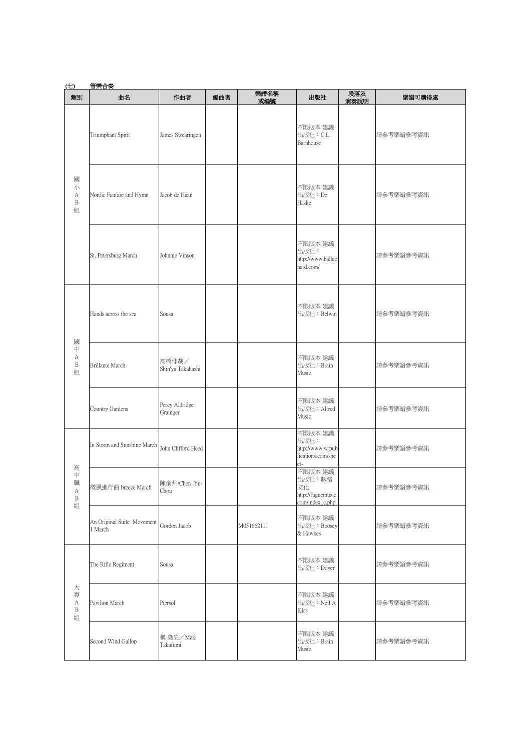(七) 管樂合奏

| 類別 | 曲名 | 作曲者 | 編曲者 | 樂譜名稱或編號 | 出版社 | 段落及演奏說明 | 樂譜可購得處 |
|---|---|---|---|---|---|---|---|
| 國小AB組 | Triumphant Spirit | James Swearingen | | | 不限版本 建議出版社：C.L. Barnhouse | | 請參考樂譜參考資訊 |
| | Nordic Fanfare and Hymn | Jacob de Haan | | | 不限版本 建議出版社：De Haske | | 請參考樂譜參考資訊 |
| | St. Petersburg March | Johnnie Vinson | | | 不限版本 建議出版社：http://www.halleonard.com/ | | 請參考樂譜參考資訊 |
| 國中AB組 | Hands across the sea | Sousa | | | 不限版本 建議出版社：Belwin | | 請參考樂譜參考資訊 |
| | Brillante March | 高橋伸哉／Shin'ya Takahashi | | | 不限版本 建議出版社：Brain Music | | 請參考樂譜參考資訊 |
| | Country Gardens | Percy Aldridge Grainger | | | 不限版本 建議出版社：Alfred Music | | 請參考樂譜參考資訊 |
| 高中職AB組 | In Storm and Sunshine March | John Clifford Heed | | | 不限版本 建議出版社：http://www.wjpublications.com/sheet- | | 請參考樂譜參考資訊 |
| | 微風進行曲 breeze March | 陳俞州/Chen .Yu-Chou | | | 不限版本 建議出版社：賦格文化 http://fuguemusic.com/index_c.php | | 請參考樂譜參考資訊 |
| | An Original Suite Movement 1 March | Gordon Jacob | | M051662111 | 不限版本 建議出版社：Boosey & Hawkes | | 請參考樂譜參考資訊 |
| 大專AB組 | The Rifle Regiment | Sousa | | | 不限版本 建議出版社：Dover | | 請參考樂譜參考資訊 |
| | Pavilion March | Piersol | | | 不限版本 建議出版社：Neil A Kjos | | 請參考樂譜參考資訊 |
| | Second Wind Gallop | 槇 堯史／Maki Takafumi | | | 不限版本 建議出版社：Brain Music | | 請參考樂譜參考資訊 |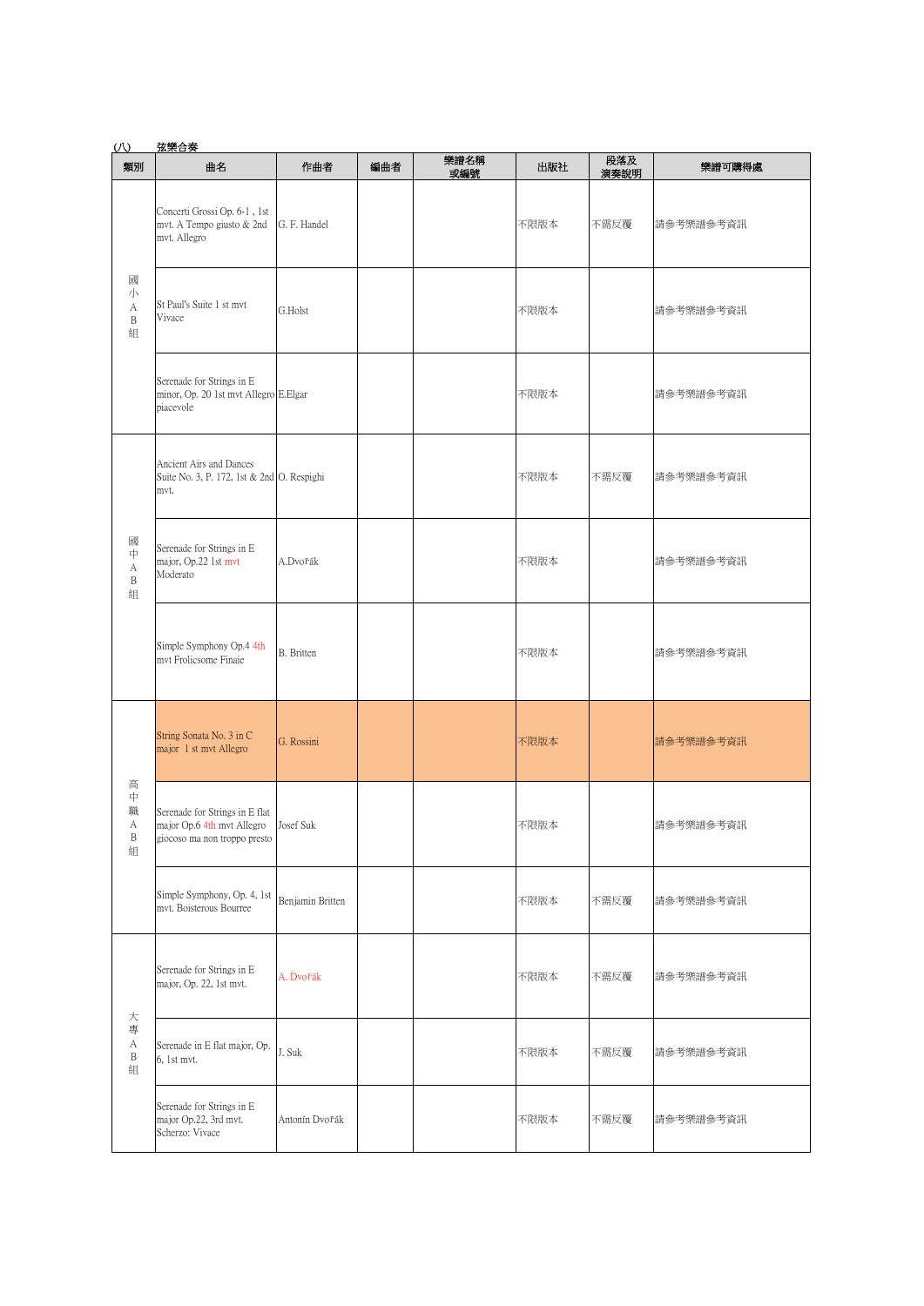(八)　　弦樂合奏

| 類別 | 曲名 | 作曲者 | 編曲者 | 樂譜名稱或編號 | 出版社 | 段落及演奏說明 | 樂譜可購得處 |
|---|---|---|---|---|---|---|---|
| 國小AB組 | Concerti Grossi Op. 6-1 , 1st mvt. A Tempo giusto & 2nd mvt. Allegro | G. F. Handel | | | 不限版本 | 不需反覆 | 請參考樂譜參考資訊 |
| | St Paul's Suite 1 st mvt Vivace | G.Holst | | | 不限版本 | | 請參考樂譜參考資訊 |
| | Serenade for Strings in E minor, Op. 20 1st mvt Allegro piacevole | E.Elgar | | | 不限版本 | | 請參考樂譜參考資訊 |
| 國中AB組 | Ancient Airs and Dances Suite No. 3, P. 172, 1st & 2nd mvt. | O. Respighi | | | 不限版本 | 不需反覆 | 請參考樂譜參考資訊 |
| | Serenade for Strings in E major, Op.22 1st mvt Moderato | A.Dvořák | | | 不限版本 | | 請參考樂譜參考資訊 |
| | Simple Symphony Op.4 4th mvt Frolicsome Finaie | B. Britten | | | 不限版本 | | 請參考樂譜參考資訊 |
| 高中職AB組 | String Sonata No. 3 in C major 1 st mvt Allegro | G. Rossini | | | 不限版本 | | 請參考樂譜參考資訊 |
| | Serenade for Strings in E flat major Op.6 4th mvt Allegro giocoso ma non troppo presto | Josef Suk | | | 不限版本 | | 請參考樂譜參考資訊 |
| | Simple Symphony, Op. 4, 1st mvt. Boisterous Bourree | Benjamin Britten | | | 不限版本 | 不需反覆 | 請參考樂譜參考資訊 |
| 大專AB組 | Serenade for Strings in E major, Op. 22, 1st mvt. | A. Dvořák | | | 不限版本 | 不需反覆 | 請參考樂譜參考資訊 |
| | Serenade in E flat major, Op. 6, 1st mvt. | J. Suk | | | 不限版本 | 不需反覆 | 請參考樂譜參考資訊 |
| | Serenade for Strings in E major Op.22, 3rd mvt. Scherzo: Vivace | Antonín Dvořák | | | 不限版本 | 不需反覆 | 請參考樂譜參考資訊 |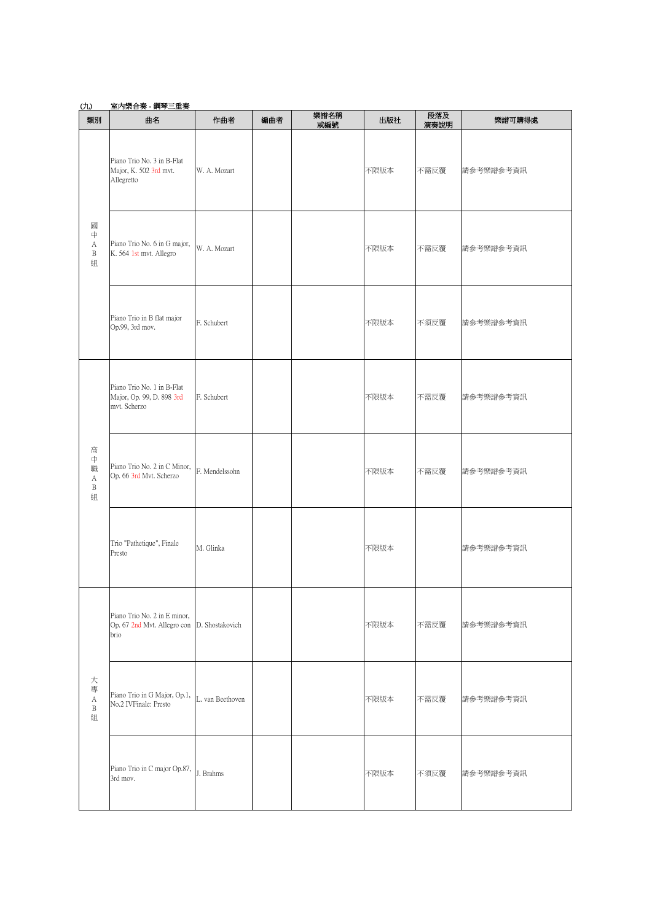(九) 室內樂合奏 - 鋼琴三重奏

| 類別 | 曲名 | 作曲者 | 編曲者 | 樂譜名稱或編號 | 出版社 | 段落及演奏說明 | 樂譜可購得處 |
|---|---|---|---|---|---|---|---|
| 國中AB組 | Piano Trio No. 3 in B-Flat Major, K. 502 3rd mvt. Allegretto | W. A. Mozart | | | 不限版本 | 不需反覆 | 請參考樂譜參考資訊 |
| | Piano Trio No. 6 in G major, K. 564 1st mvt. Allegro | W. A. Mozart | | | 不限版本 | 不需反覆 | 請參考樂譜參考資訊 |
| | Piano Trio in B flat major Op.99, 3rd mov. | F. Schubert | | | 不限版本 | 不須反覆 | 請參考樂譜參考資訊 |
| 高中職AB組 | Piano Trio No. 1 in B-Flat Major, Op. 99, D. 898 3rd mvt. Scherzo | F. Schubert | | | 不限版本 | 不需反覆 | 請參考樂譜參考資訊 |
| | Piano Trio No. 2 in C Minor, Op. 66 3rd Mvt. Scherzo | F. Mendelssohn | | | 不限版本 | 不需反覆 | 請參考樂譜參考資訊 |
| | Trio "Pathetique", Finale Presto | M. Glinka | | | 不限版本 | | 請參考樂譜參考資訊 |
| 大專AB組 | Piano Trio No. 2 in E minor, Op. 67 2nd Mvt. Allegro con brio | D. Shostakovich | | | 不限版本 | 不需反覆 | 請參考樂譜參考資訊 |
| | Piano Trio in G Major, Op.1, No.2 IVFinale: Presto | L. van Beethoven | | | 不限版本 | 不需反覆 | 請參考樂譜參考資訊 |
| | Piano Trio in C major Op.87, 3rd mov. | J. Brahms | | | 不限版本 | 不須反覆 | 請參考樂譜參考資訊 |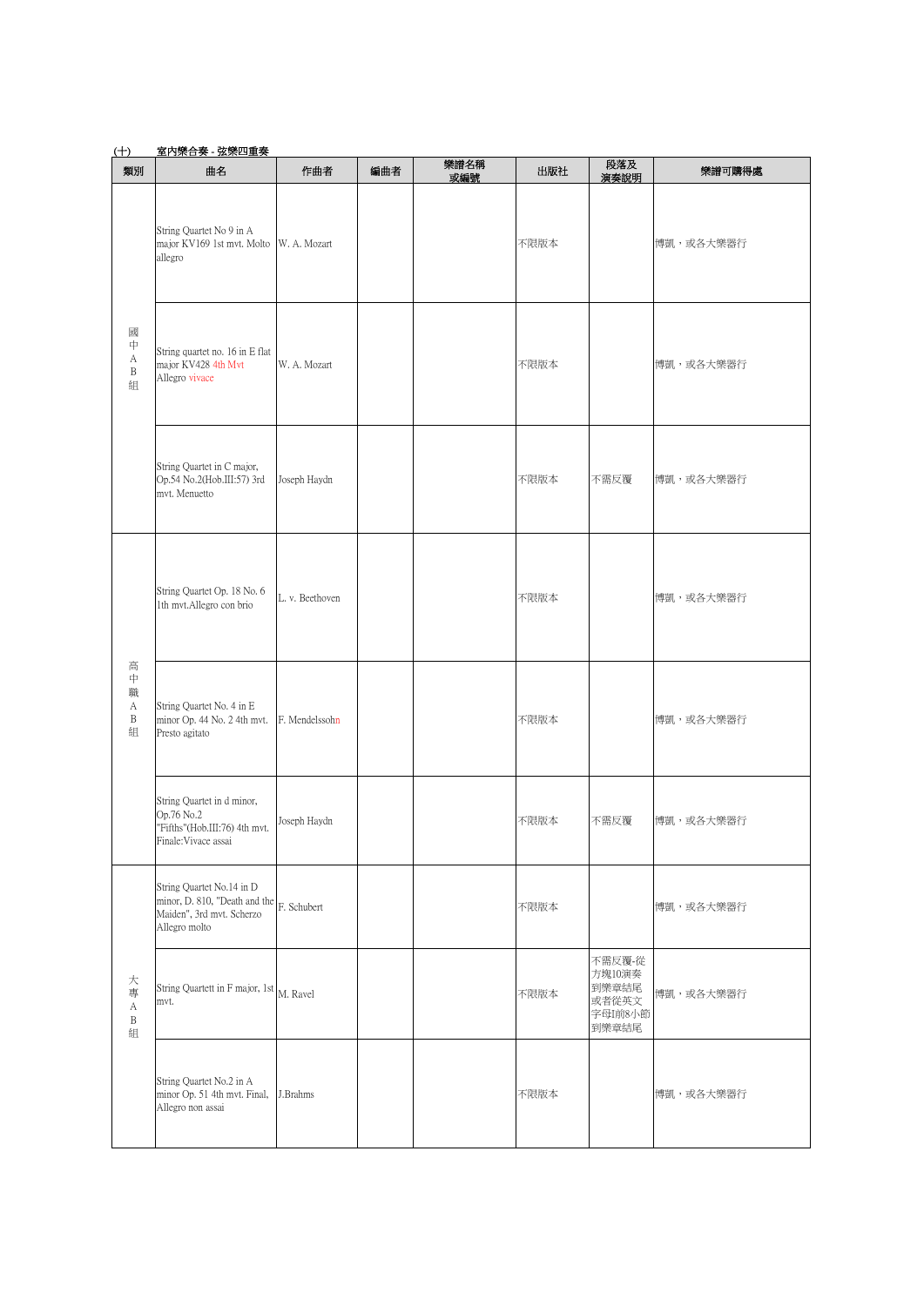(十) 室內樂合奏 - 弦樂四重奏

| 類別 | 曲名 | 作曲者 | 編曲者 | 樂譜名稱或編號 | 出版社 | 段落及演奏說明 | 樂譜可購得處 |
|---|---|---|---|---|---|---|---|
| 國中AB組 | String Quartet No 9 in A major KV169 1st mvt. Molto allegro | W. A. Mozart | | | 不限版本 | | 博凱，或各大樂器行 |
| | String quartet no. 16 in E flat major KV428 4th Mvt Allegro vivace | W. A. Mozart | | | 不限版本 | | 博凱，或各大樂器行 |
| | String Quartet in C major, Op.54 No.2(Hob.III:57) 3rd mvt. Menuetto | Joseph Haydn | | | 不限版本 | 不需反覆 | 博凱，或各大樂器行 |
| 高中職AB組 | String Quartet Op. 18 No. 6 1th mvt.Allegro con brio | L. v. Beethoven | | | 不限版本 | | 博凱，或各大樂器行 |
| | String Quartet No. 4 in E minor Op. 44 No. 2 4th mvt. Presto agitato | F. Mendelssohn | | | 不限版本 | | 博凱，或各大樂器行 |
| | String Quartet in d minor, Op.76 No.2 "Fifths"(Hob.III:76) 4th mvt. Finale:Vivace assai | Joseph Haydn | | | 不限版本 | 不需反覆 | 博凱，或各大樂器行 |
| 大專AB組 | String Quartet No.14 in D minor, D. 810, "Death and the Maiden", 3rd mvt. Scherzo Allegro molto | F. Schubert | | | 不限版本 | | 博凱，或各大樂器行 |
| | String Quartett in F major, 1st mvt. | M. Ravel | | | 不限版本 | 不需反覆-從方塊10演奏到樂章結尾或者從英文字母I前8小節到樂章結尾 | 博凱，或各大樂器行 |
| | String Quartet No.2 in A minor Op. 51 4th mvt. Final, Allegro non assai | J.Brahms | | | 不限版本 | | 博凱，或各大樂器行 |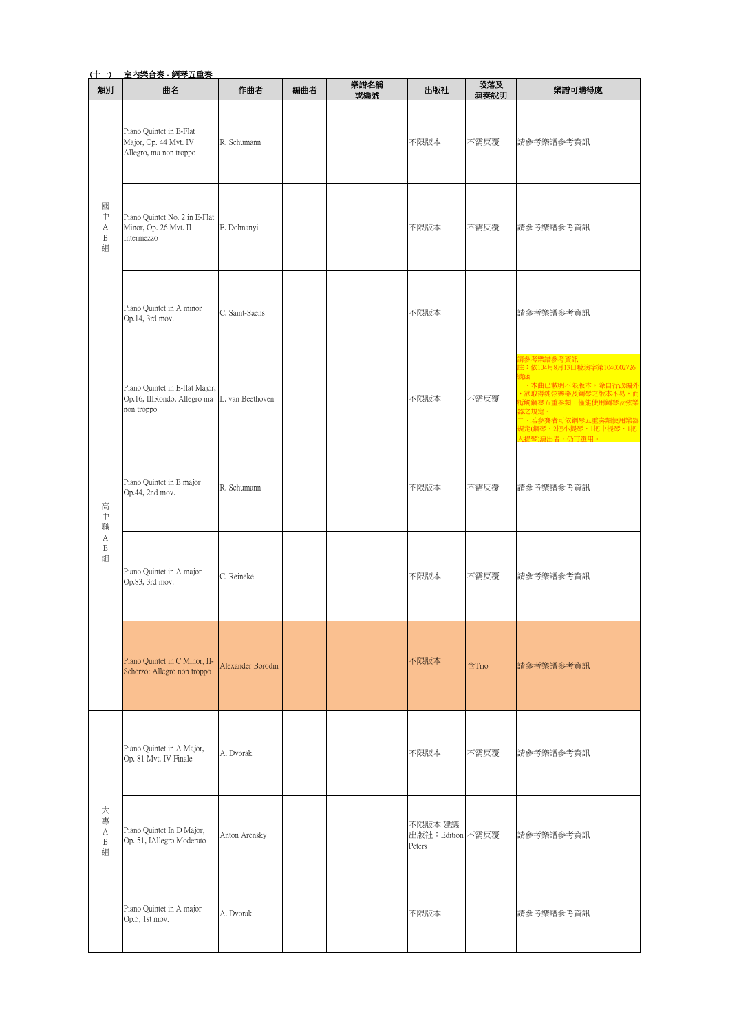(十一)　室內樂合奏 - 鋼琴五重奏

| 類別 | 曲名 | 作曲者 | 編曲者 | 樂譜名稱或編號 | 出版社 | 段落及演奏說明 | 樂譜可購得處 |
|---|---|---|---|---|---|---|---|
| 國中AB組 | Piano Quintet in E-Flat Major, Op. 44 Mvt. IV Allegro, ma non troppo | R. Schumann | | | 不限版本 | 不需反覆 | 請參考樂譜參考資訊 |
| | Piano Quintet No. 2 in E-Flat Minor, Op. 26 Mvt. II Intermezzo | E. Dohnanyi | | | 不限版本 | 不需反覆 | 請參考樂譜參考資訊 |
| | Piano Quintet in A minor Op.14, 3rd mov. | C. Saint-Saens | | | 不限版本 | | 請參考樂譜參考資訊 |
| 高中職AB組 | Piano Quintet in E-flat Major, Op.16, IIIRondo, Allegro ma non troppo | L. van Beethoven | | | 不限版本 | 不需反覆 | 請參考樂譜參考資訊<br>註：依104月8月13日藝演字第1040002726號函<br>一、本曲已載明不限版本，除自行改編外，欲取得純弦樂器及鋼琴之版本不易，而既屬鋼琴五重奏類，僅能使用鋼琴及弦樂器之規定。<br>二、若參賽者可依鋼琴五重奏類使用樂器規定(鋼琴、2把小提琴、1把中提琴、1把大提琴)演出者，仍可選用。 |
| | Piano Quintet in E major Op.44, 2nd mov. | R. Schumann | | | 不限版本 | 不需反覆 | 請參考樂譜參考資訊 |
| | Piano Quintet in A major Op.83, 3rd mov. | C. Reineke | | | 不限版本 | 不需反覆 | 請參考樂譜參考資訊 |
| | Piano Quintet in C Minor, II-Scherzo: Allegro non troppo | Alexander Borodin | | | 不限版本 | 含Trio | 請參考樂譜參考資訊 |
| 大專AB組 | Piano Quintet in A Major, Op. 81 Mvt. IV Finale | A. Dvorak | | | 不限版本 | 不需反覆 | 請參考樂譜參考資訊 |
| | Piano Quintet In D Major, Op. 51, IAllegro Moderato | Anton Arensky | | | 不限版本 建議出版社：Edition Peters | 不需反覆 | 請參考樂譜參考資訊 |
| | Piano Quintet in A major Op.5, 1st mov. | A. Dvorak | | | 不限版本 | | 請參考樂譜參考資訊 |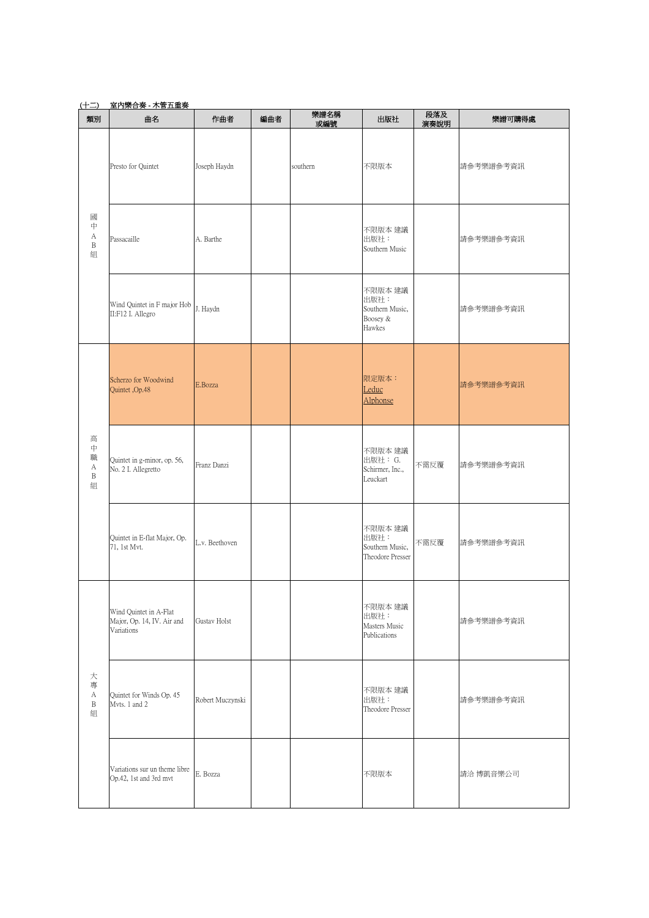(十二)　室內樂合奏 - 木管五重奏

| 類別 | 曲名 | 作曲者 | 編曲者 | 樂譜名稱或編號 | 出版社 | 段落及演奏說明 | 樂譜可購得處 |
|---|---|---|---|---|---|---|---|
| 國中AB組 | Presto for Quintet | Joseph Haydn | | southern | 不限版本 | | 請参考樂譜參考資訊 |
| | Passacaille | A. Barthe | | | 不限版本 建議出版社：Southern Music | | 請参考樂譜參考資訊 |
| | Wind Quintet in F major Hob II:F12 I. Allegro | J. Haydn | | | 不限版本 建議出版社：Southern Music, Boosey & Hawkes | | 請参考樂譜參考資訊 |
| 高中職AB組 | Scherzo for Woodwind Quintet ,Op.48 | E.Bozza | | | 限定版本：Leduc Alphonse | | 請参考樂譜參考資訊 |
| | Quintet in g-minor, op. 56, No. 2 I. Allegretto | Franz Danzi | | | 不限版本 建議出版社： G. Schirmer, Inc., Leuckart | 不需反覆 | 請参考樂譜參考資訊 |
| | Quintet in E-flat Major, Op. 71, 1st Mvt. | L.v. Beethoven | | | 不限版本 建議出版社：Southern Music, Theodore Presser | 不需反覆 | 請参考樂譜參考資訊 |
| 大專AB組 | Wind Quintet in A-Flat Major, Op. 14, IV. Air and Variations | Gustav Holst | | | 不限版本 建議出版社：Masters Music Publications | | 請参考樂譜參考資訊 |
| | Quintet for Winds Op. 45 Mvts. 1 and 2 | Robert Muczynski | | | 不限版本 建議出版社：Theodore Presser | | 請参考樂譜參考資訊 |
| | Variations sur un theme libre Op.42, 1st and 3rd mvt | E. Bozza | | | 不限版本 | | 請洽 博凱音樂公司 |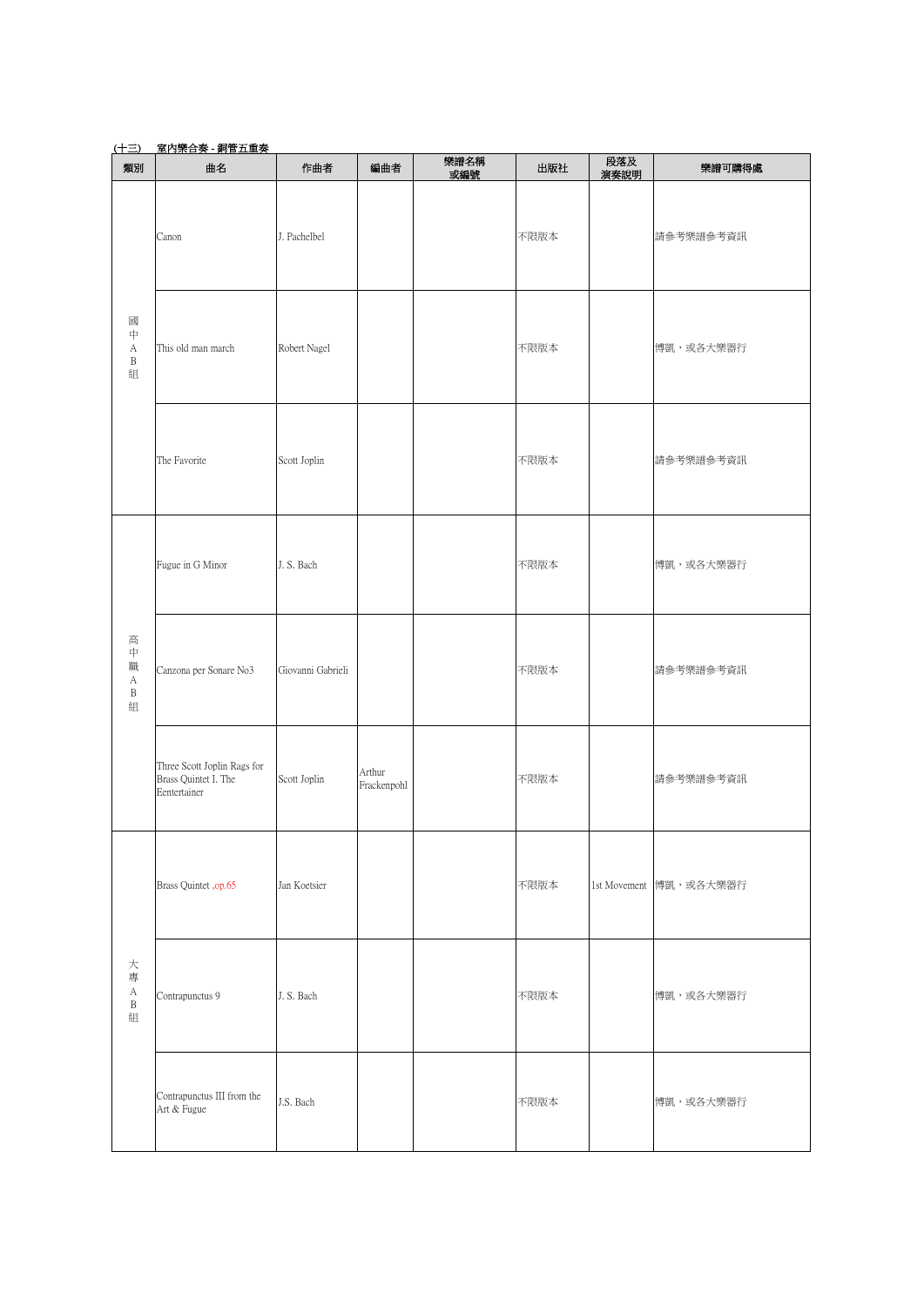(十三)　室內樂合奏 - 銅管五重奏

| 類別 | 曲名 | 作曲者 | 編曲者 | 樂譜名稱或編號 | 出版社 | 段落及演奏說明 | 樂譜可購得處 |
|---|---|---|---|---|---|---|---|
| 國中AB組 | Canon | J. Pachelbel | | | 不限版本 | | 請參考樂譜參考資訊 |
| | This old man march | Robert Nagel | | | 不限版本 | | 博凱，或各大樂器行 |
| | The Favorite | Scott Joplin | | | 不限版本 | | 請參考樂譜參考資訊 |
| 高中職AB組 | Fugue in G Minor | J. S. Bach | | | 不限版本 | | 博凱，或各大樂器行 |
| | Canzona per Sonare No3 | Giovanni Gabrieli | | | 不限版本 | | 請參考樂譜參考資訊 |
| | Three Scott Joplin Rags for Brass Quintet I. The Eentertainer | Scott Joplin | Arthur Frackenpohl | | 不限版本 | | 請參考樂譜參考資訊 |
| 大專AB組 | Brass Quintet .op.65 | Jan Koetsier | | | 不限版本 | 1st Movement | 博凱，或各大樂器行 |
| | Contrapunctus 9 | J. S. Bach | | | 不限版本 | | 博凱，或各大樂器行 |
| | Contrapunctus III from the Art & Fugue | J.S. Bach | | | 不限版本 | | 博凱，或各大樂器行 |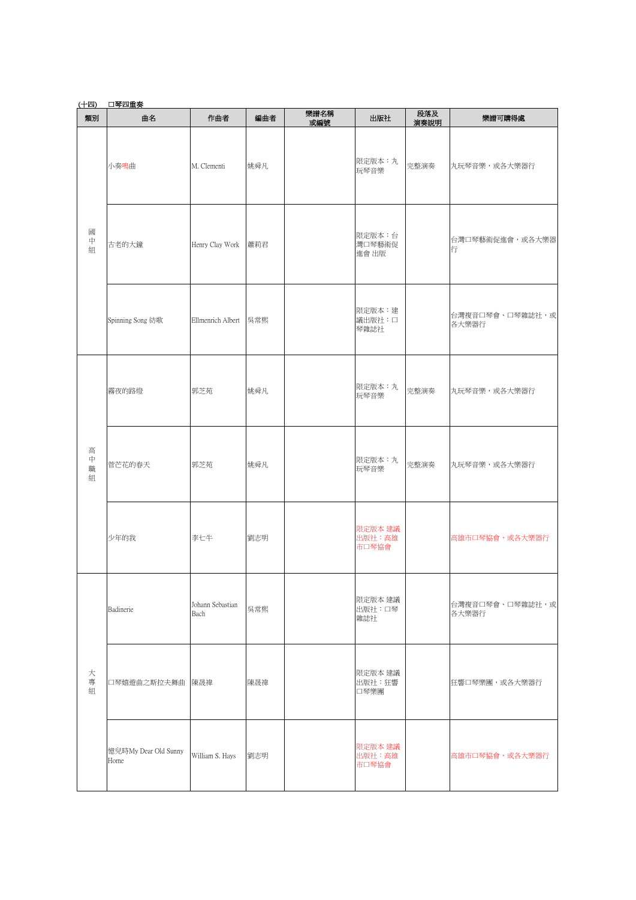(十四)　口琴四重奏

| 類別 | 曲名 | 作曲者 | 編曲者 | 樂譜名稱或編號 | 出版社 | 段落及演奏說明 | 樂譜可購得處 |
|---|---|---|---|---|---|---|---|
| 國中組 | 小奏鳴曲 | M. Clementi | 姚舜凡 | | 限定版本：丸玩琴音樂 | 完整演奏 | 丸玩琴音樂，或各大樂器行 |
| | 古老的大鐘 | Henry Clay Work | 蕭莉君 | | 限定版本：台灣口琴藝術促進會 出版 | | 台灣口琴藝術促進會，或各大樂器行 |
| | Spinning Song 紡歌 | Ellmenrich Albert | 吳常熙 | | 限定版本：建議出版社：口琴雜誌社 | | 台灣複音口琴會、口琴雜誌社，或各大樂器行 |
| 高中職組 | 霧夜的路燈 | 郭芝苑 | 姚舜凡 | | 限定版本：丸玩琴音樂 | 完整演奏 | 丸玩琴音樂，或各大樂器行 |
| | 菅芒花的春天 | 郭芝苑 | 姚舜凡 | | 限定版本：丸玩琴音樂 | 完整演奏 | 丸玩琴音樂，或各大樂器行 |
| | 少年的我 | 李七牛 | 劉志明 | | 限定版本 建議出版社：高雄市口琴協會 | | 高雄市口琴協會，或各大樂器行 |
| 大專組 | Badinerie | Johann Sebastian Bach | 吳常熙 | | 限定版本 建議出版社：口琴雜誌社 | | 台灣複音口琴會、口琴雜誌社，或各大樂器行 |
| | 口琴嬉遊曲之斯拉夫舞曲 | 陳晟禕 | 陳晟禕 | | 限定版本 建議出版社：狂響口琴樂團 | | 狂響口琴樂團，或各大樂器行 |
| | 憶兒時My Dear Old Sunny Home | William S. Hays | 劉志明 | | 限定版本 建議出版社：高雄市口琴協會 | | 高雄市口琴協會，或各大樂器行 |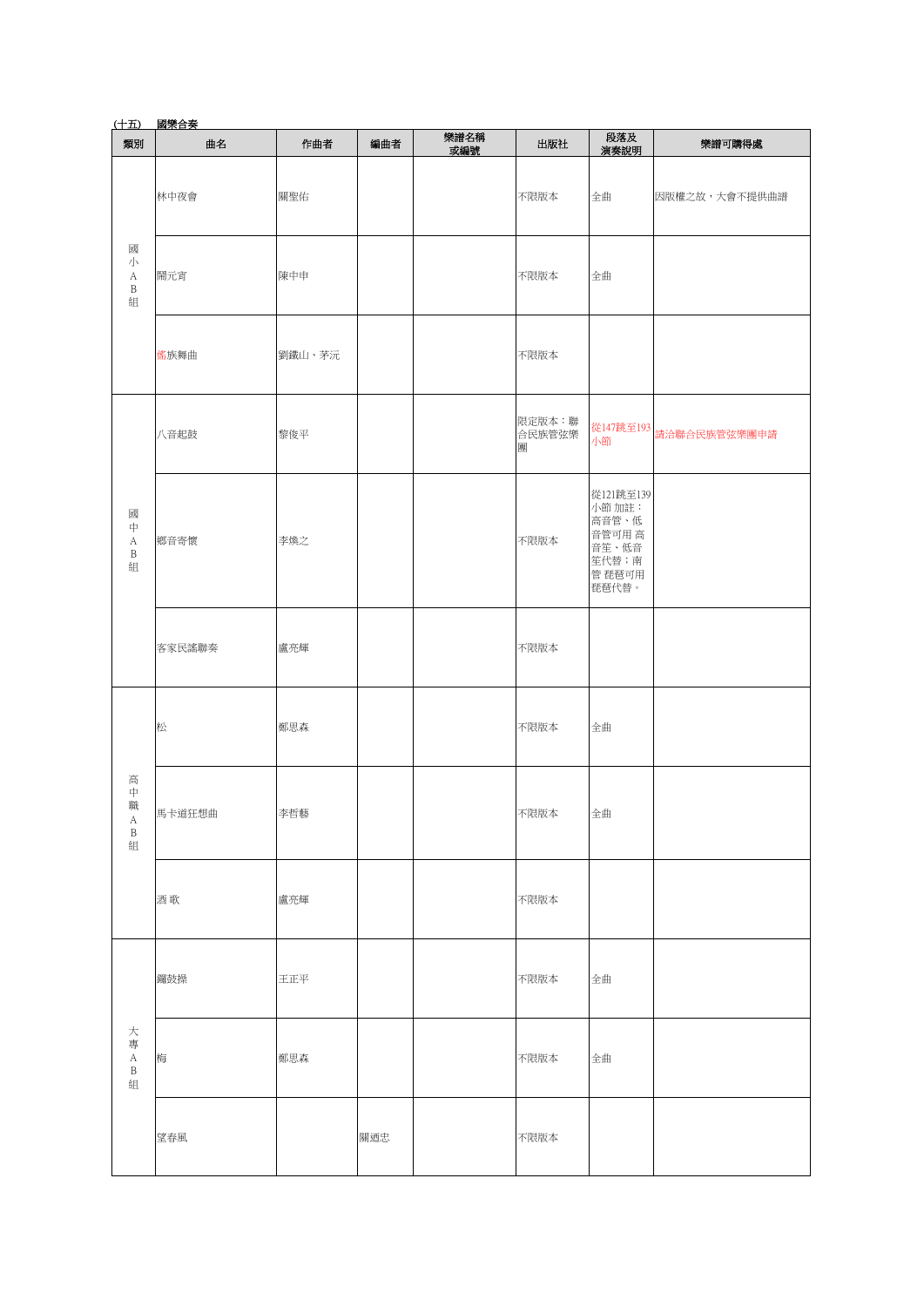(十五) 國樂合奏

| 類別 | 曲名 | 作曲者 | 編曲者 | 樂譜名稱或編號 | 出版社 | 段落及演奏說明 | 樂譜可購得處 |
|---|---|---|---|---|---|---|---|
| 國小AB組 | 林中夜會 | 關聖佑 | | | 不限版本 | 全曲 | 因版權之故，大會不提供曲譜 |
| | 鬧元宵 | 陳中申 | | | 不限版本 | 全曲 | |
| | 傜族舞曲 | 劉鐵山、茅沅 | | | 不限版本 | | |
| 國中AB組 | 八音起鼓 | 黎俊平 | | | 限定版本：聯合民族管弦樂團 | 從147跳至193小節 | 請洽聯合民族管弦樂團申請 |
| | 鄉音寄懷 | 李煥之 | | | 不限版本 | 從121跳至139小節 加註：高音管、低音管可用 高音笙、低音笙代替；南管 琵琶可用琵琶代替。 | |
| | 客家民謠聯奏 | 盧亮輝 | | | 不限版本 | | |
| 高中職AB組 | 松 | 鄭思森 | | | 不限版本 | 全曲 | |
| | 馬卡道狂想曲 | 李哲藝 | | | 不限版本 | 全曲 | |
| | 酒 歌 | 盧亮輝 | | | 不限版本 | | |
| 大專AB組 | 鑼鼓操 | 王正平 | | | 不限版本 | 全曲 | |
| | 梅 | 鄭思森 | | | 不限版本 | 全曲 | |
| | 望春風 | | 關廼忠 | | 不限版本 | | |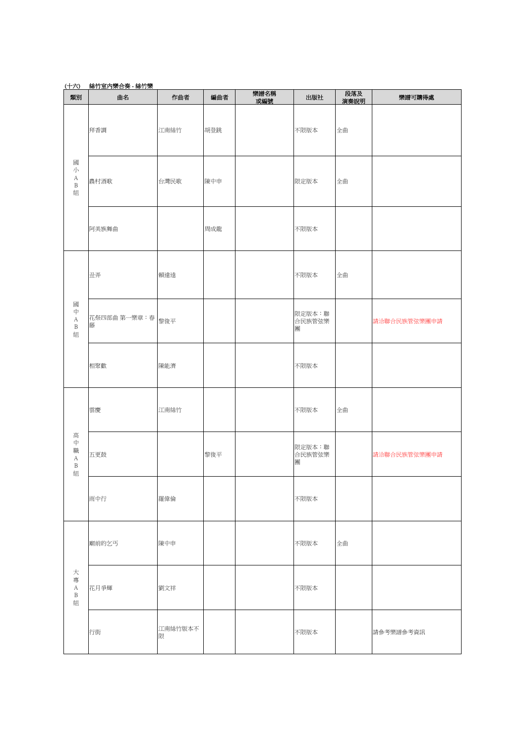(十六)　絲竹室內樂合奏 - 絲竹樂

| 類別 | 曲名 | 作曲者 | 編曲者 | 樂譜名稱或編號 | 出版社 | 段落及演奏說明 | 樂譜可購得處 |
|---|---|---|---|---|---|---|---|
| 國小AB組 | 拜香調 | 江南絲竹 | 胡登跳 | | 不限版本 | 全曲 | |
| | 農村酒歌 | 台灣民歌 | 陳中申 | | 限定版本 | 全曲 | |
| | 阿美族舞曲 | | 周成龍 | | 不限版本 | | |
| 國中AB組 | 丑弄 | 賴達達 | | | 不限版本 | 全曲 | |
| | 花祭四部曲 第一樂章：春藤 | 黎俊平 | | | 限定版本：聯合民族管弦樂團 | | 請洽聯合民族管弦樂團申請 |
| | 相聚歡 | 陳能濟 | | | 不限版本 | | |
| 高中職AB組 | 雲慶 | 江南絲竹 | | | 不限版本 | 全曲 | |
| | 五更鼓 | | 黎俊平 | | 限定版本：聯合民族管弦樂團 | | 請洽聯合民族管弦樂團申請 |
| | 雨中行 | 羅偉倫 | | | 不限版本 | | |
| 大專AB組 | 廟前的乞丐 | 陳中申 | | | 不限版本 | 全曲 | |
| | 花月爭輝 | 劉文祥 | | | 不限版本 | | |
| | 行街 | 江南絲竹版本不限 | | | 不限版本 | | 請參考樂譜參考資訊 |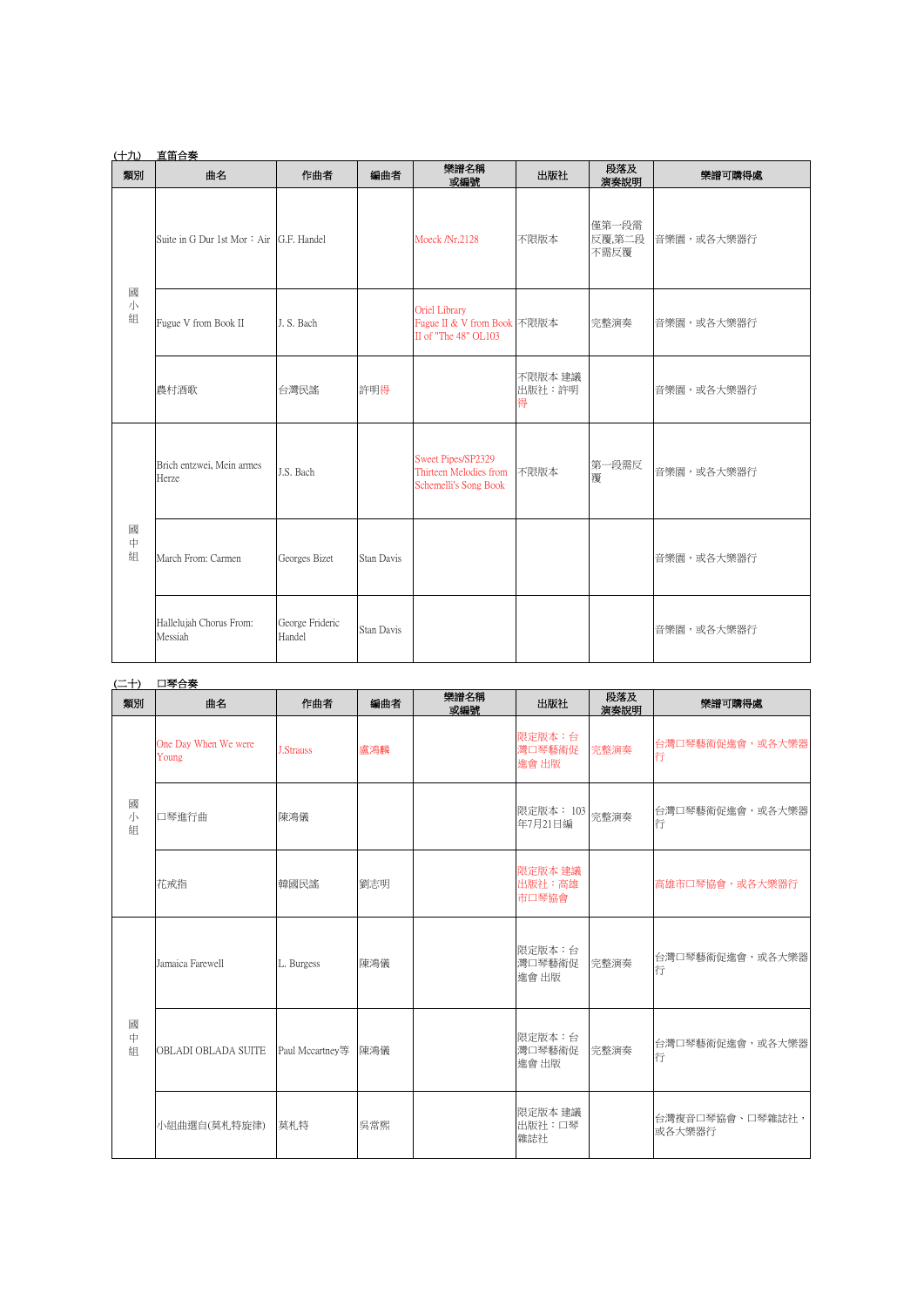(十九)　直笛合奏

| 類別 | 曲名 | 作曲者 | 編曲者 | 樂譜名稱或編號 | 出版社 | 段落及演奏說明 | 樂譜可購得處 |
|---|---|---|---|---|---|---|---|
| 國小組 | Suite in G Dur 1st Mor：Air | G.F. Handel | | Moeck /Nr.2128 | 不限版本 | 僅第一段需反覆,第二段不需反覆 | 音樂園，或各大樂器行 |
| | Fugue V from Book II | J. S. Bach | | Oriel Library Fugue II & V from Book II of "The 48" OL103 | 不限版本 | 完整演奏 | 音樂園，或各大樂器行 |
| | 農村酒歌 | 台灣民謠 | 許明得 | | 不限版本 建議出版社：許明得 | | 音樂園，或各大樂器行 |
| 國中組 | Brich entzwei, Mein armes Herze | J.S. Bach | | Sweet Pipes/SP2329 Thirteen Melodies from Schemelli's Song Book | 不限版本 | 第一段需反覆 | 音樂園，或各大樂器行 |
| | March From: Carmen | Georges Bizet | Stan Davis | | | | 音樂園，或各大樂器行 |
| | Hallelujah Chorus From: Messiah | George Frideric Handel | Stan Davis | | | | 音樂園，或各大樂器行 |

(二十)　口琴合奏

| 類別 | 曲名 | 作曲者 | 編曲者 | 樂譜名稱或編號 | 出版社 | 段落及演奏說明 | 樂譜可購得處 |
|---|---|---|---|---|---|---|---|
| 國小組 | One Day When We were Young | J.Strauss | 盧鴻麟 | | 限定版本：台灣口琴藝術促進會 出版 | 完整演奏 | 台灣口琴藝術促進會，或各大樂器行 |
| | 口琴進行曲 | 陳鴻儀 | | | 限定版本： 103年7月21日編 | 完整演奏 | 台灣口琴藝術促進會，或各大樂器行 |
| | 花戒指 | 韓國民謠 | 劉志明 | | 限定版本 建議出版社：高雄市口琴協會 | | 高雄市口琴協會，或各大樂器行 |
| 國中組 | Jamaica Farewell | L. Burgess | 陳鴻儀 | | 限定版本：台灣口琴藝術促進會 出版 | 完整演奏 | 台灣口琴藝術促進會，或各大樂器行 |
| | OBLADI OBLADA SUITE | Paul Mccartney等 | 陳鴻儀 | | 限定版本：台灣口琴藝術促進會 出版 | 完整演奏 | 台灣口琴藝術促進會，或各大樂器行 |
| | 小組曲選自(莫札特旋律) | 莫札特 | 吳常熙 | | 限定版本 建議出版社：口琴雜誌社 | | 台灣複音口琴協會、口琴雜誌社，或各大樂器行 |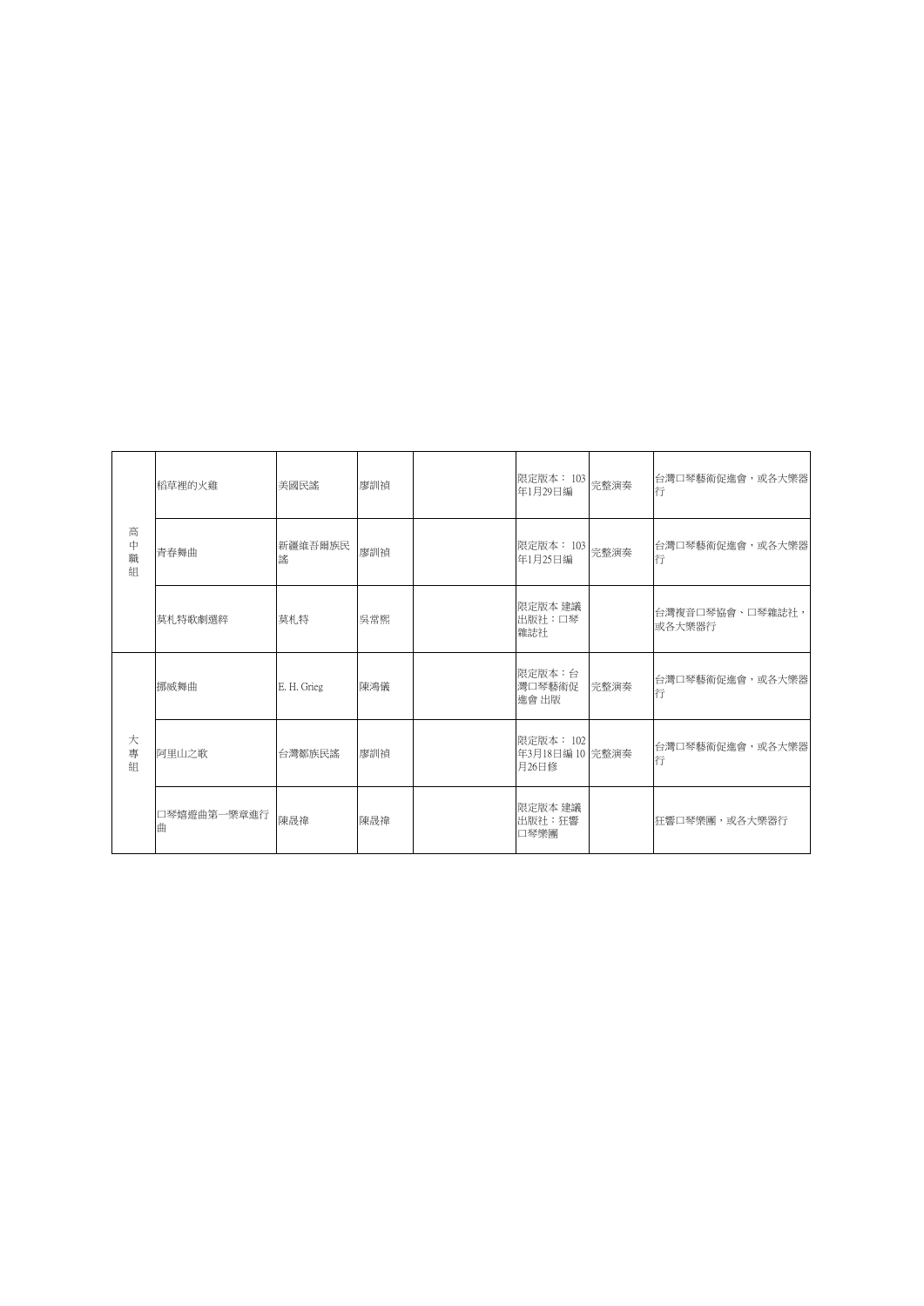| | | | | | | | |
|---|---|---|---|---|---|---|---|
| 高中職組 | 稻草裡的火雞 | 美國民謠 | 廖訓禎 | | 限定版本： 103年1月29日編 | 完整演奏 | 台灣口琴藝術促進會，或各大樂器行 |
| | 青春舞曲 | 新疆維吾爾族民謠 | 廖訓禎 | | 限定版本： 103年1月25日編 | 完整演奏 | 台灣口琴藝術促進會，或各大樂器行 |
| | 莫札特歌劇選粹 | 莫札特 | 吳常熙 | | 限定版本 建議出版社：口琴雜誌社 | | 台灣複音口琴協會、口琴雜誌社，或各大樂器行 |
| 大專組 | 挪威舞曲 | E. H. Grieg | 陳鴻鑛 | | 限定版本：台灣口琴藝術促進會 出版 | 完整演奏 | 台灣口琴藝術促進會，或各大樂器行 |
| | 阿里山之歌 | 台灣鄒族民謠 | 廖訓禎 | | 限定版本： 102年3月18日編 10月26日修 | 完整演奏 | 台灣口琴藝術促進會，或各大樂器行 |
| | 口琴嬉遊曲第一樂章進行曲 | 陳晟禕 | 陳晟禕 | | 限定版本 建議出版社：狂響口琴樂團 | | 狂響口琴樂團，或各大樂器行 |